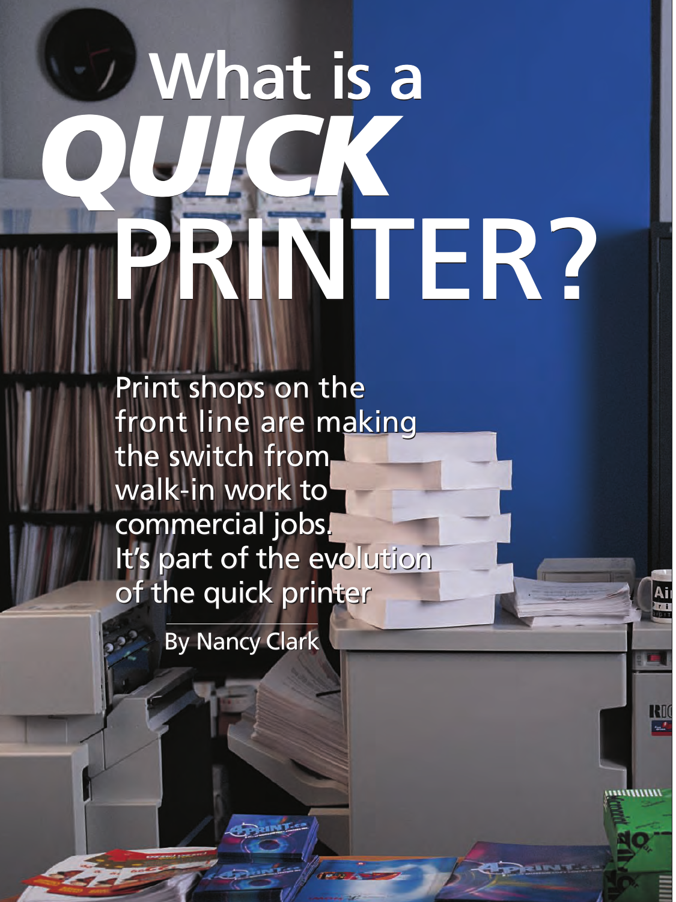# What is a *QUICK* PRINTER?

Print shops on the front line are making the switch from walk-in work to commercial jobs. It's part of the evolution of the quick printer

By Nancy Clark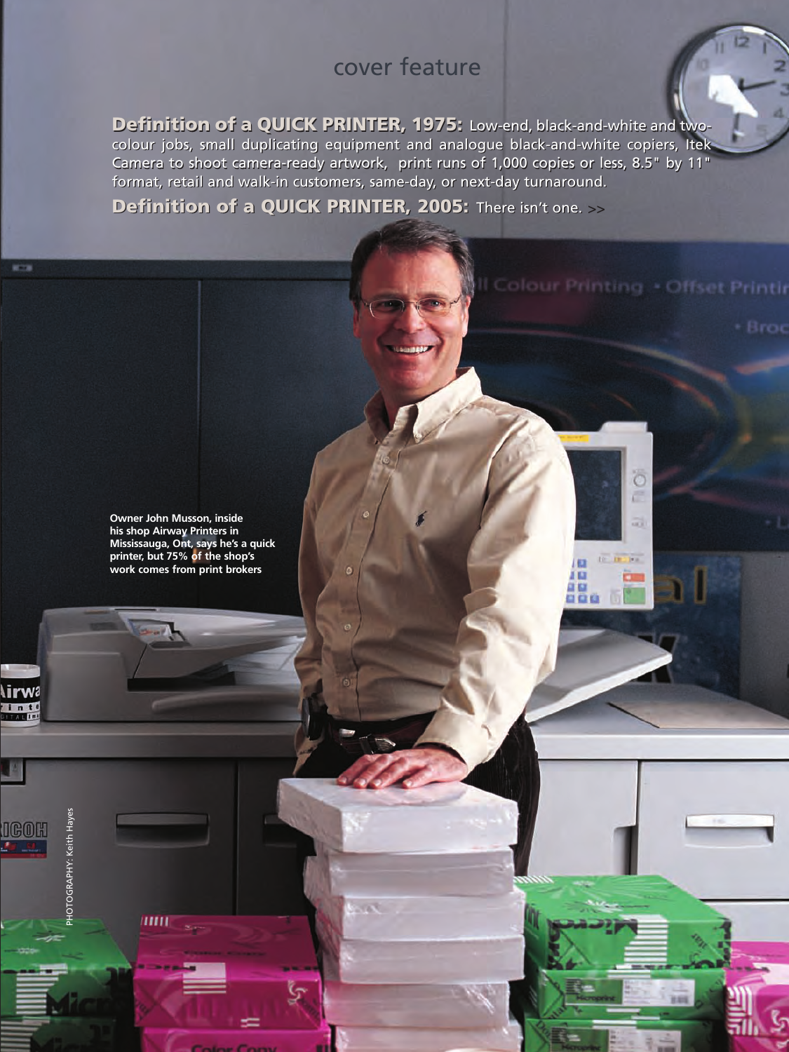cover feature

**Definition of a QUICK PRINTER, 1975:** Low-end, black-and-white and two-colour jobs, small duplicating equipment and analogue black-and-white copiers, Itek Camera to shoot camera-ready artwork, print runs of 1,000 copies or less, 8.5" by 11" format, retail and walk-in customers, same-day, or next-day turnaround.

**Definition of a QUICK PRINTER, 2005:** There isn't one. >>

**Owner John Musson, inside his shop Airway Printers in Mississauga, Ont, says he's a quick printer, but 75% of the shop's work comes from print brokers**

PHOTOGRAPHY: Keith Hayes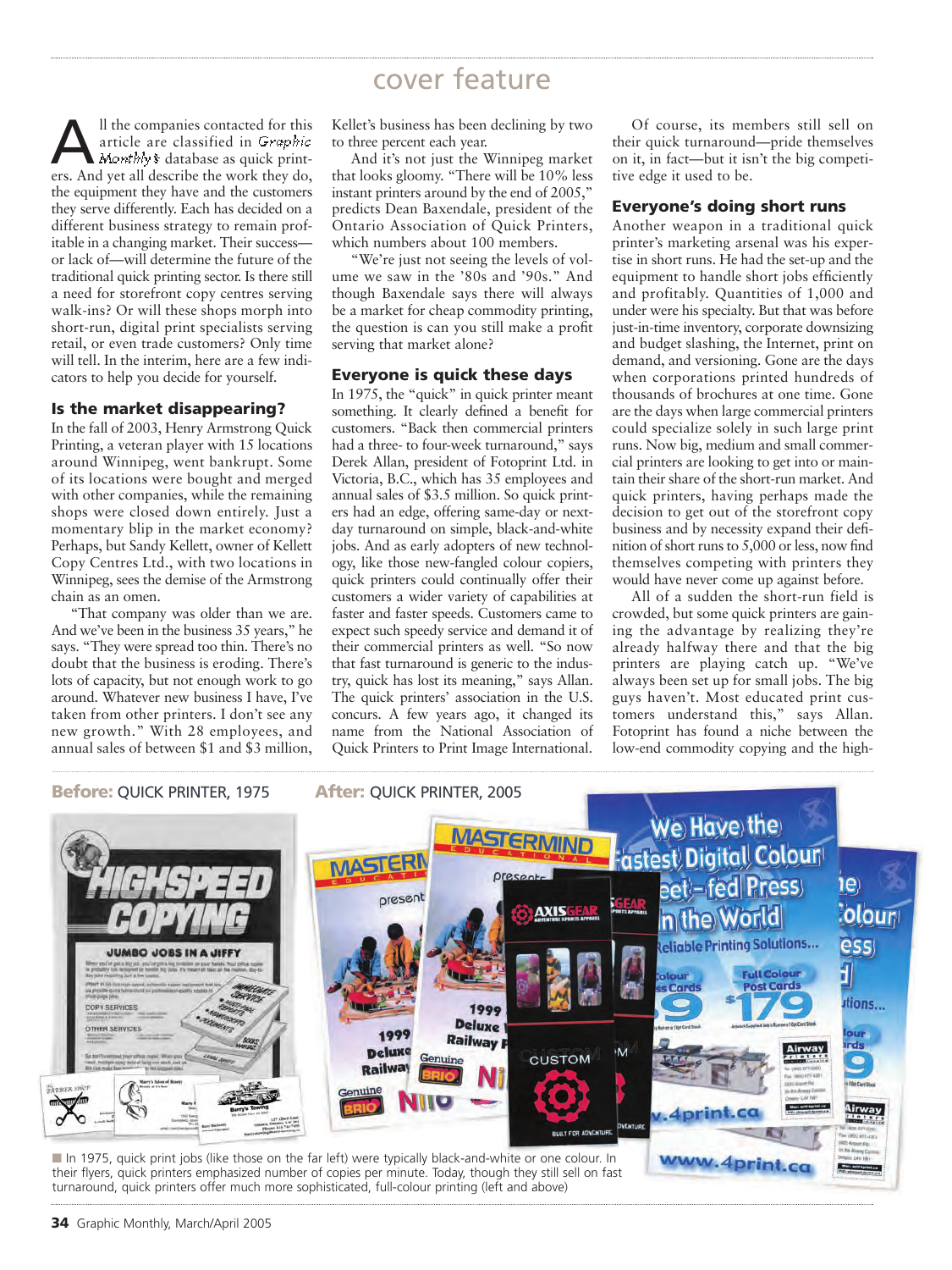All the companies contacted for this article are classified in *Graphic Monthly's* database as quick printers. And yet all describe the work they do, the equipment they have and the customers they serve differently. Each has decided on a different business strategy to remain profitable in a changing market. Their success—or lack of—will determine the future of the traditional quick printing sector. Is there still a need for storefront copy centres serving walk-ins? Or will these shops morph into short-run, digital print specialists serving retail, or even trade customers? Only time will tell. In the interim, here are a few indicators to help you decide for yourself.

### Is the market disappearing?

In the fall of 2003, Henry Armstrong Quick Printing, a veteran player with 15 locations around Winnipeg, went bankrupt. Some of its locations were bought and merged with other companies, while the remaining shops were closed down entirely. Just a momentary blip in the market economy? Perhaps, but Sandy Kellett, owner of Kellett Copy Centres Ltd., with two locations in Winnipeg, sees the demise of the Armstrong chain as an omen.

"That company was older than we are. And we've been in the business 35 years," he says. "They were spread too thin. There's no doubt that the business is eroding. There's lots of capacity, but not enough work to go around. Whatever new business I have, I've taken from other printers. I don't see any new growth." With 28 employees, and annual sales of between $1 and $3 million, Kellet's business has been declining by two to three percent each year.

And it's not just the Winnipeg market that looks gloomy. "There will be 10% less instant printers around by the end of 2005," predicts Dean Baxendale, president of the Ontario Association of Quick Printers, which numbers about 100 members.

"We're just not seeing the levels of volume we saw in the '80s and '90s." And though Baxendale says there will always be a market for cheap commodity printing, the question is can you still make a profit serving that market alone?

### Everyone is quick these days

In 1975, the "quick" in quick printer meant something. It clearly defined a benefit for customers. "Back then commercial printers had a three- to four-week turnaround," says Derek Allan, president of Fotoprint Ltd. in Victoria, B.C., which has 35 employees and annual sales of $3.5 million. So quick printers had an edge, offering same-day or next-day turnaround on simple, black-and-white jobs. And as early adopters of new technology, like those new-fangled colour copiers, quick printers could continually offer their customers a wider variety of capabilities at faster and faster speeds. Customers came to expect such speedy service and demand it of their commercial printers as well. "So now that fast turnaround is generic to the industry, quick has lost its meaning," says Allan. The quick printers' association in the U.S. concurs. A few years ago, it changed its name from the National Association of Quick Printers to Print Image International.

Of course, its members still sell on their quick turnaround—pride themselves on it, in fact—but it isn't the big competitive edge it used to be.

### Everyone's doing short runs

Another weapon in a traditional quick printer's marketing arsenal was his expertise in short runs. He had the set-up and the equipment to handle short jobs efficiently and profitably. Quantities of 1,000 and under were his specialty. But that was before just-in-time inventory, corporate downsizing and budget slashing, the Internet, print on demand, and versioning. Gone are the days when corporations printed hundreds of thousands of brochures at one time. Gone are the days when large commercial printers could specialize solely in such large print runs. Now big, medium and small commercial printers are looking to get into or maintain their share of the short-run market. And quick printers, having perhaps made the decision to get out of the storefront copy business and by necessity expand their definition of short runs to 5,000 or less, now find themselves competing with printers they would have never come up against before.

All of a sudden the short-run field is crowded, but some quick printers are gaining the advantage by realizing they're already halfway there and that the big printers are playing catch up. "We've always been set up for small jobs. The big guys haven't. Most educated print customers understand this," says Allan. Fotoprint has found a niche between the low-end commodity copying and the high-

**Before:** QUICK PRINTER, 1975 **After:** QUICK PRINTER, 2005

In 1975, quick print jobs (like those on the far left) were typically black-and-white or one colour. In their flyers, quick printers emphasized number of copies per minute. Today, though they still sell on fast turnaround, quick printers offer much more sophisticated, full-colour printing (left and above)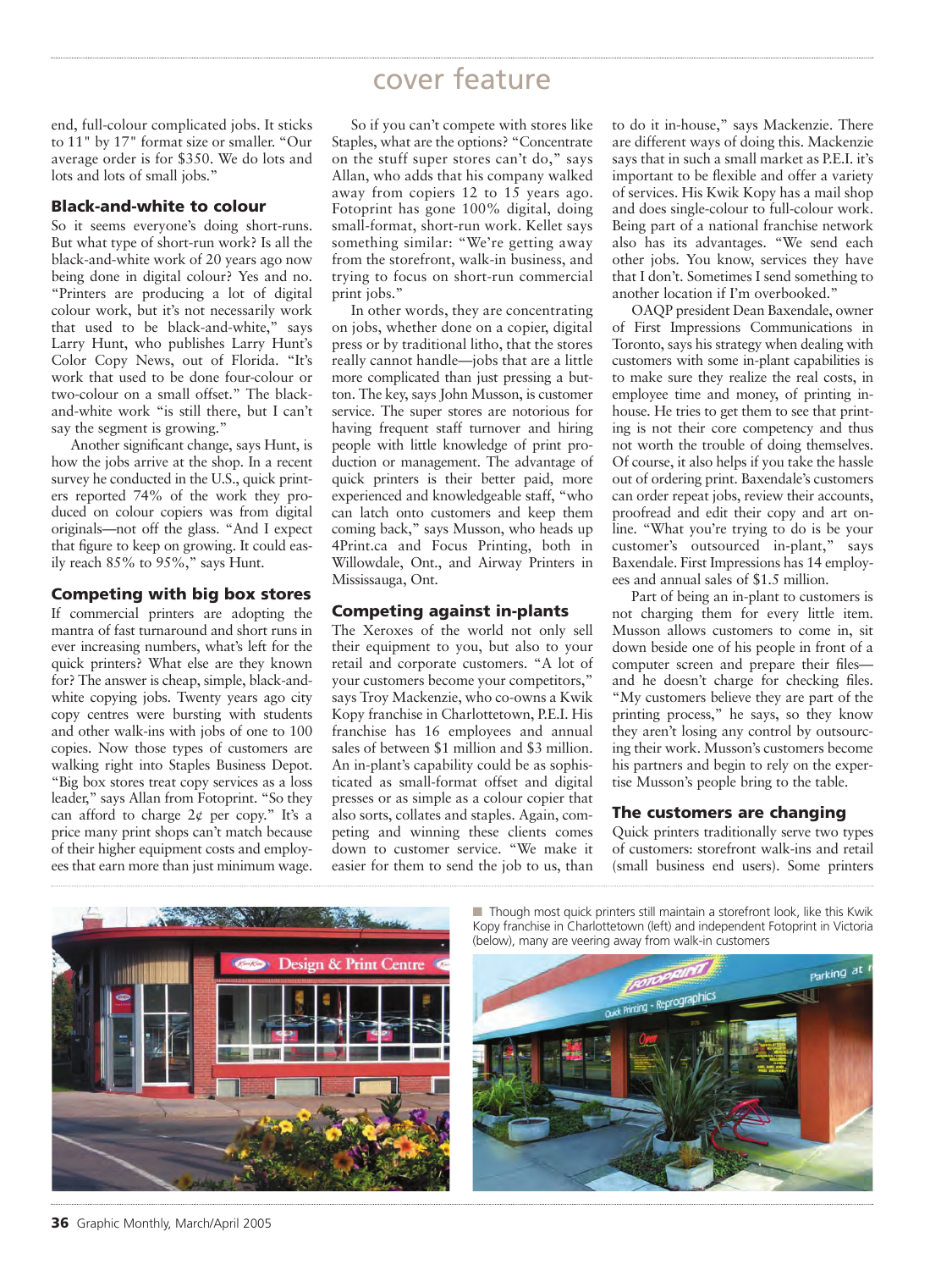end, full-colour complicated jobs. It sticks to 11" by 17" format size or smaller. "Our average order is for $350. We do lots and lots and lots of small jobs."

### Black-and-white to colour

So it seems everyone's doing short-runs. But what type of short-run work? Is all the black-and-white work of 20 years ago now being done in digital colour? Yes and no. "Printers are producing a lot of digital colour work, but it's not necessarily work that used to be black-and-white," says Larry Hunt, who publishes Larry Hunt's Color Copy News, out of Florida. "It's work that used to be done four-colour or two-colour on a small offset." The black-and-white work "is still there, but I can't say the segment is growing."

Another significant change, says Hunt, is how the jobs arrive at the shop. In a recent survey he conducted in the U.S., quick printers reported 74% of the work they produced on colour copiers was from digital originals—not off the glass. "And I expect that figure to keep on growing. It could easily reach 85% to 95%," says Hunt.

### Competing with big box stores

If commercial printers are adopting the mantra of fast turnaround and short runs in ever increasing numbers, what's left for the quick printers? What else are they known for? The answer is cheap, simple, black-and-white copying jobs. Twenty years ago city copy centres were bursting with students and other walk-ins with jobs of one to 100 copies. Now those types of customers are walking right into Staples Business Depot. "Big box stores treat copy services as a loss leader," says Allan from Fotoprint. "So they can afford to charge 2¢ per copy." It's a price many print shops can't match because of their higher equipment costs and employees that earn more than just minimum wage.

So if you can't compete with stores like Staples, what are the options? "Concentrate on the stuff super stores can't do," says Allan, who adds that his company walked away from copiers 12 to 15 years ago. Fotoprint has gone 100% digital, doing small-format, short-run work. Kellet says something similar: "We're getting away from the storefront, walk-in business, and trying to focus on short-run commercial print jobs."

In other words, they are concentrating on jobs, whether done on a copier, digital press or by traditional litho, that the stores really cannot handle—jobs that are a little more complicated than just pressing a button. The key, says John Musson, is customer service. The super stores are notorious for having frequent staff turnover and hiring people with little knowledge of print production or management. The advantage of quick printers is their better paid, more experienced and knowledgeable staff, "who can latch onto customers and keep them coming back," says Musson, who heads up 4Print.ca and Focus Printing, both in Willowdale, Ont., and Airway Printers in Mississauga, Ont.

### Competing against in-plants

The Xeroxes of the world not only sell their equipment to you, but also to your retail and corporate customers. "A lot of your customers become your competitors," says Troy Mackenzie, who co-owns a Kwik Kopy franchise in Charlottetown, P.E.I. His franchise has 16 employees and annual sales of between $1 million and $3 million. An in-plant's capability could be as sophisticated as small-format offset and digital presses or as simple as a colour copier that also sorts, collates and staples. Again, competing and winning these clients comes down to customer service. "We make it easier for them to send the job to us, than to do it in-house," says Mackenzie. There are different ways of doing this. Mackenzie says that in such a small market as P.E.I. it's important to be flexible and offer a variety of services. His Kwik Kopy has a mail shop and does single-colour to full-colour work. Being part of a national franchise network also has its advantages. "We send each other jobs. You know, services they have that I don't. Sometimes I send something to another location if I'm overbooked."

OAQP president Dean Baxendale, owner of First Impressions Communications in Toronto, says his strategy when dealing with customers with some in-plant capabilities is to make sure they realize the real costs, in employee time and money, of printing in-house. He tries to get them to see that printing is not their core competency and thus not worth the trouble of doing themselves. Of course, it also helps if you take the hassle out of ordering print. Baxendale's customers can order repeat jobs, review their accounts, proofread and edit their copy and art online. "What you're trying to do is be your customer's outsourced in-plant," says Baxendale. First Impressions has 14 employees and annual sales of $1.5 million.

Part of being an in-plant to customers is not charging them for every little item. Musson allows customers to come in, sit down beside one of his people in front of a computer screen and prepare their files—and he doesn't charge for checking files. "My customers believe they are part of the printing process," he says, so they know they aren't losing any control by outsourcing their work. Musson's customers become his partners and begin to rely on the expertise Musson's people bring to the table.

### The customers are changing

Quick printers traditionally serve two types of customers: storefront walk-ins and retail (small business end users). Some printers

Though most quick printers still maintain a storefront look, like this Kwik Kopy franchise in Charlottetown (left) and independent Fotoprint in Victoria (below), many are veering away from walk-in customers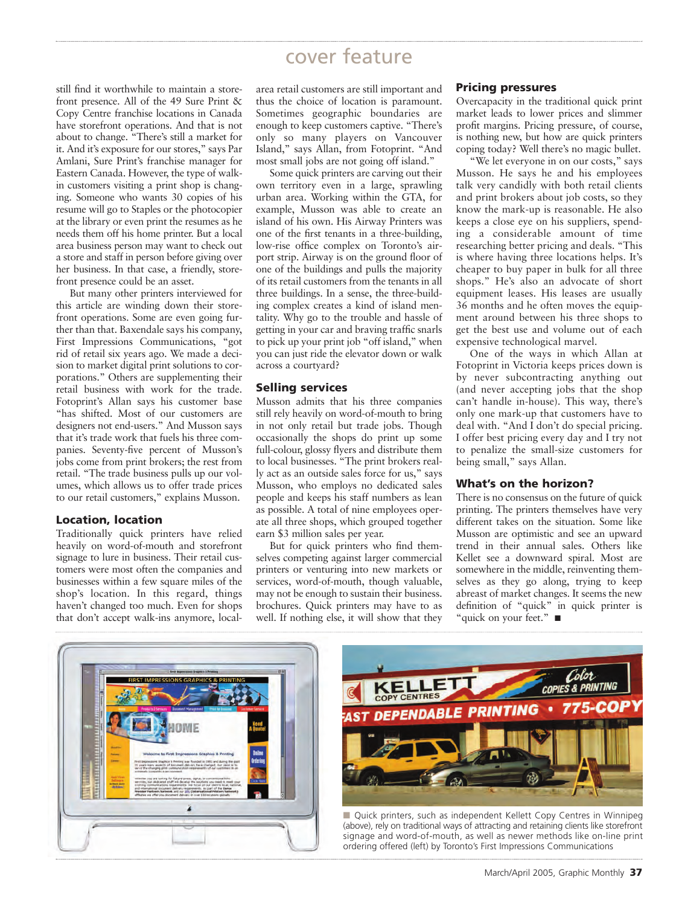still find it worthwhile to maintain a storefront presence. All of the 49 Sure Print & Copy Centre franchise locations in Canada have storefront operations. And that is not about to change. "There's still a market for it. And it's exposure for our stores," says Par Amlani, Sure Print's franchise manager for Eastern Canada. However, the type of walk-in customers visiting a print shop is changing. Someone who wants 30 copies of his resume will go to Staples or the photocopier at the library or even print the resumes as he needs them off his home printer. But a local area business person may want to check out a store and staff in person before giving over her business. In that case, a friendly, storefront presence could be an asset.

But many other printers interviewed for this article are winding down their storefront operations. Some are even going further than that. Baxendale says his company, First Impressions Communications, "got rid of retail six years ago. We made a decision to market digital print solutions to corporations." Others are supplementing their retail business with work for the trade. Fotoprint's Allan says his customer base "has shifted. Most of our customers are designers not end-users." And Musson says that it's trade work that fuels his three companies. Seventy-five percent of Musson's jobs come from print brokers; the rest from retail. "The trade business pulls up our volumes, which allows us to offer trade prices to our retail customers," explains Musson.

## Location, location

Traditionally quick printers have relied heavily on word-of-mouth and storefront signage to lure in business. Their retail customers were most often the companies and businesses within a few square miles of the shop's location. In this regard, things haven't changed too much. Even for shops that don't accept walk-ins anymore, local-area retail customers are still important and thus the choice of location is paramount. Sometimes geographic boundaries are enough to keep customers captive. "There's only so many players on Vancouver Island," says Allan, from Fotoprint. "And most small jobs are not going off island."

Some quick printers are carving out their own territory even in a large, sprawling urban area. Working within the GTA, for example, Musson was able to create an island of his own. His Airway Printers was one of the first tenants in a three-building, low-rise office complex on Toronto's airport strip. Airway is on the ground floor of one of the buildings and pulls the majority of its retail customers from the tenants in all three buildings. In a sense, the three-building complex creates a kind of island mentality. Why go to the trouble and hassle of getting in your car and braving traffic snarls to pick up your print job "off island," when you can just ride the elevator down or walk across a courtyard?

## Selling services

Musson admits that his three companies still rely heavily on word-of-mouth to bring in not only retail but trade jobs. Though occasionally the shops do print up some full-colour, glossy flyers and distribute them to local businesses. "The print brokers really act as an outside sales force for us," says Musson, who employs no dedicated sales people and keeps his staff numbers as lean as possible. A total of nine employees operate all three shops, which grouped together earn $3 million sales per year.

But for quick printers who find themselves competing against larger commercial printers or venturing into new markets or services, word-of-mouth, though valuable, may not be enough to sustain their business. brochures. Quick printers may have to as well. If nothing else, it will show that they

## Pricing pressures

Overcapacity in the traditional quick print market leads to lower prices and slimmer profit margins. Pricing pressure, of course, is nothing new, but how are quick printers coping today? Well there's no magic bullet.

"We let everyone in on our costs," says Musson. He says he and his employees talk very candidly with both retail clients and print brokers about job costs, so they know the mark-up is reasonable. He also keeps a close eye on his suppliers, spending a considerable amount of time researching better pricing and deals. "This is where having three locations helps. It's cheaper to buy paper in bulk for all three shops." He's also an advocate of short equipment leases. His leases are usually 36 months and he often moves the equipment around between his three shops to get the best use and volume out of each expensive technological marvel.

One of the ways in which Allan at Fotoprint in Victoria keeps prices down is by never subcontracting anything out (and never accepting jobs that the shop can't handle in-house). This way, there's only one mark-up that customers have to deal with. "And I don't do special pricing. I offer best pricing every day and I try not to penalize the small-size customers for being small," says Allan.

## What's on the horizon?

There is no consensus on the future of quick printing. The printers themselves have very different takes on the situation. Some like Musson are optimistic and see an upward trend in their annual sales. Others like Kellet see a downward spiral. Most are somewhere in the middle, reinventing themselves as they go along, trying to keep abreast of market changes. It seems the new definition of "quick" in quick printer is "quick on your feet." ■

■ Quick printers, such as independent Kellett Copy Centres in Winnipeg (above), rely on traditional ways of attracting and retaining clients like storefront signage and word-of-mouth, as well as newer methods like on-line print ordering offered (left) by Toronto's First Impressions Communications